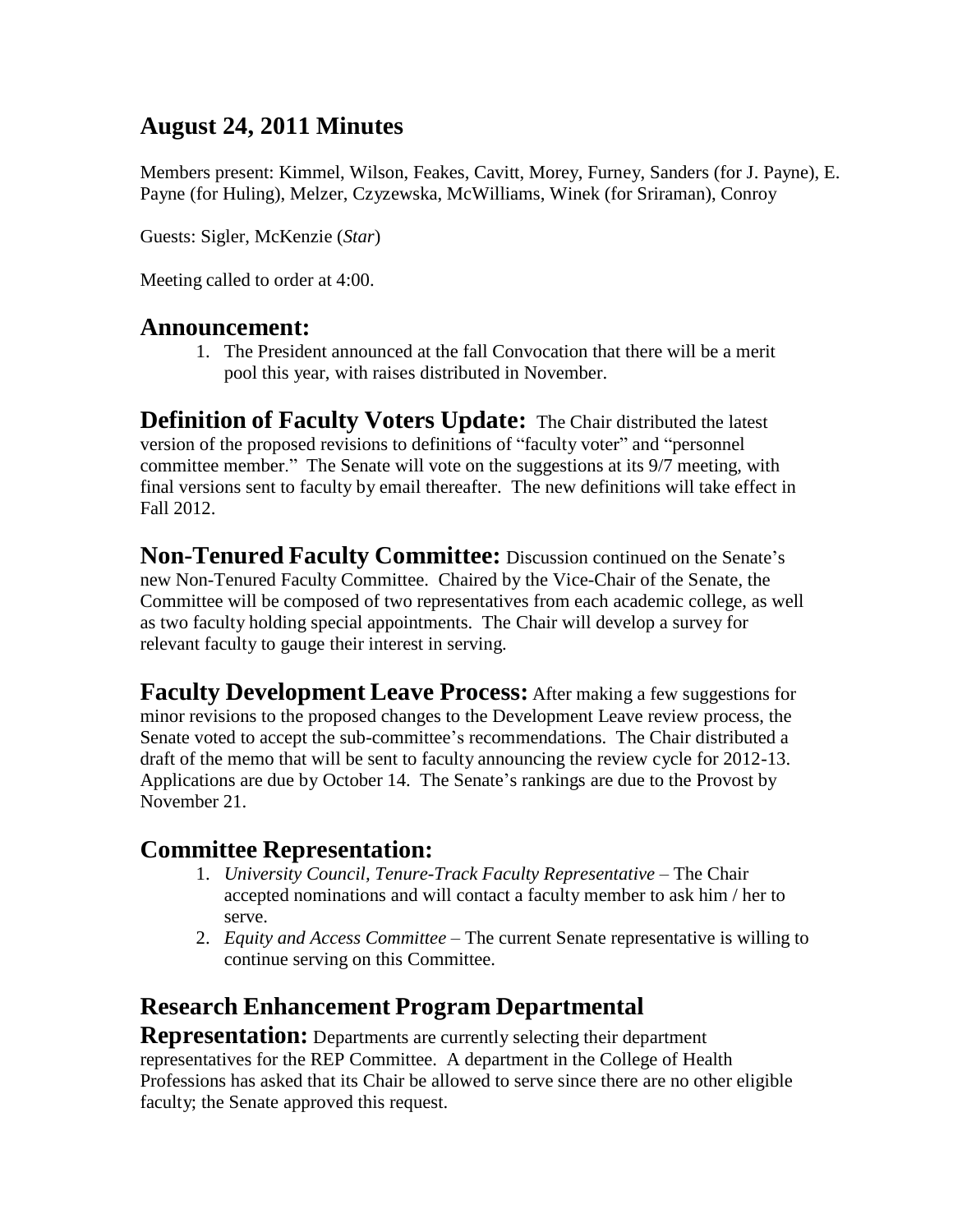# August 24, 2011 Minutes

Members present: Kimmel, Wilson, Feakes, Cavitt, Morey, Furney, Sanders (for J. Payne), E. Payne (for Huling), Melzer, Czyzewska, McWilliams, Winek (for Sriraman), Conroy

Guests: Sigler, McKenzie (*Star*)

Meeting called to order at 4:00.

## Announcement:

1. The President announced at the fall Convocation that there will be a merit pool this year, with raises distributed in November.

**Definition of Faculty Voters Update:** The Chair distributed the latest version of the proposed revisions to definitions of "faculty voter" and "personnel committee member." The Senate will vote on the suggestions at its 9/7 meeting, with final versions sent to faculty by email thereafter. The new definitions will take effect in Fall 2012.

**Non-Tenured Faculty Committee:** Discussion continued on the Senate's new Non-Tenured Faculty Committee. Chaired by the Vice-Chair of the Senate, the Committee will be composed of two representatives from each academic college, as well as two faculty holding special appointments. The Chair will develop a survey for relevant faculty to gauge their interest in serving.

**Faculty Development Leave Process:** After making a few suggestions for minor revisions to the proposed changes to the Development Leave review process, the Senate voted to accept the sub-committee's recommendations. The Chair distributed a draft of the memo that will be sent to faculty announcing the review cycle for 2012-13. Applications are due by October 14. The Senate's rankings are due to the Provost by November 21.

## Committee Representation:

1. *University Council, Tenure-Track Faculty Representative* – The Chair accepted nominations and will contact a faculty member to ask him / her to serve.
2. *Equity and Access Committee* – The current Senate representative is willing to continue serving on this Committee.

## Research Enhancement Program Departmental

**Representation:** Departments are currently selecting their department representatives for the REP Committee. A department in the College of Health Professions has asked that its Chair be allowed to serve since there are no other eligible faculty; the Senate approved this request.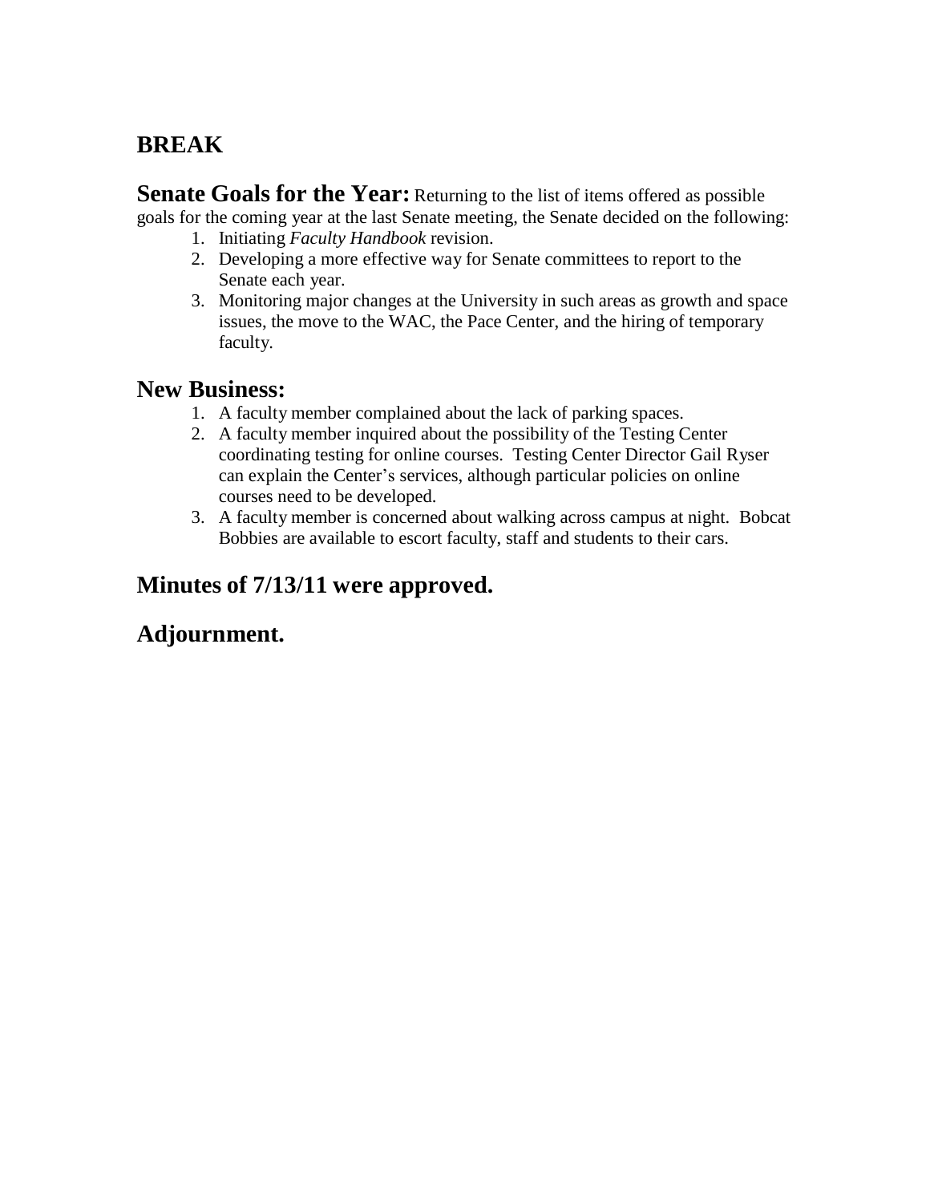## BREAK

**Senate Goals for the Year:** Returning to the list of items offered as possible goals for the coming year at the last Senate meeting, the Senate decided on the following:

1. Initiating *Faculty Handbook* revision.
2. Developing a more effective way for Senate committees to report to the Senate each year.
3. Monitoring major changes at the University in such areas as growth and space issues, the move to the WAC, the Pace Center, and the hiring of temporary faculty.

## New Business:

1. A faculty member complained about the lack of parking spaces.
2. A faculty member inquired about the possibility of the Testing Center coordinating testing for online courses. Testing Center Director Gail Ryser can explain the Center's services, although particular policies on online courses need to be developed.
3. A faculty member is concerned about walking across campus at night. Bobcat Bobbies are available to escort faculty, staff and students to their cars.

## Minutes of 7/13/11 were approved.

## Adjournment.